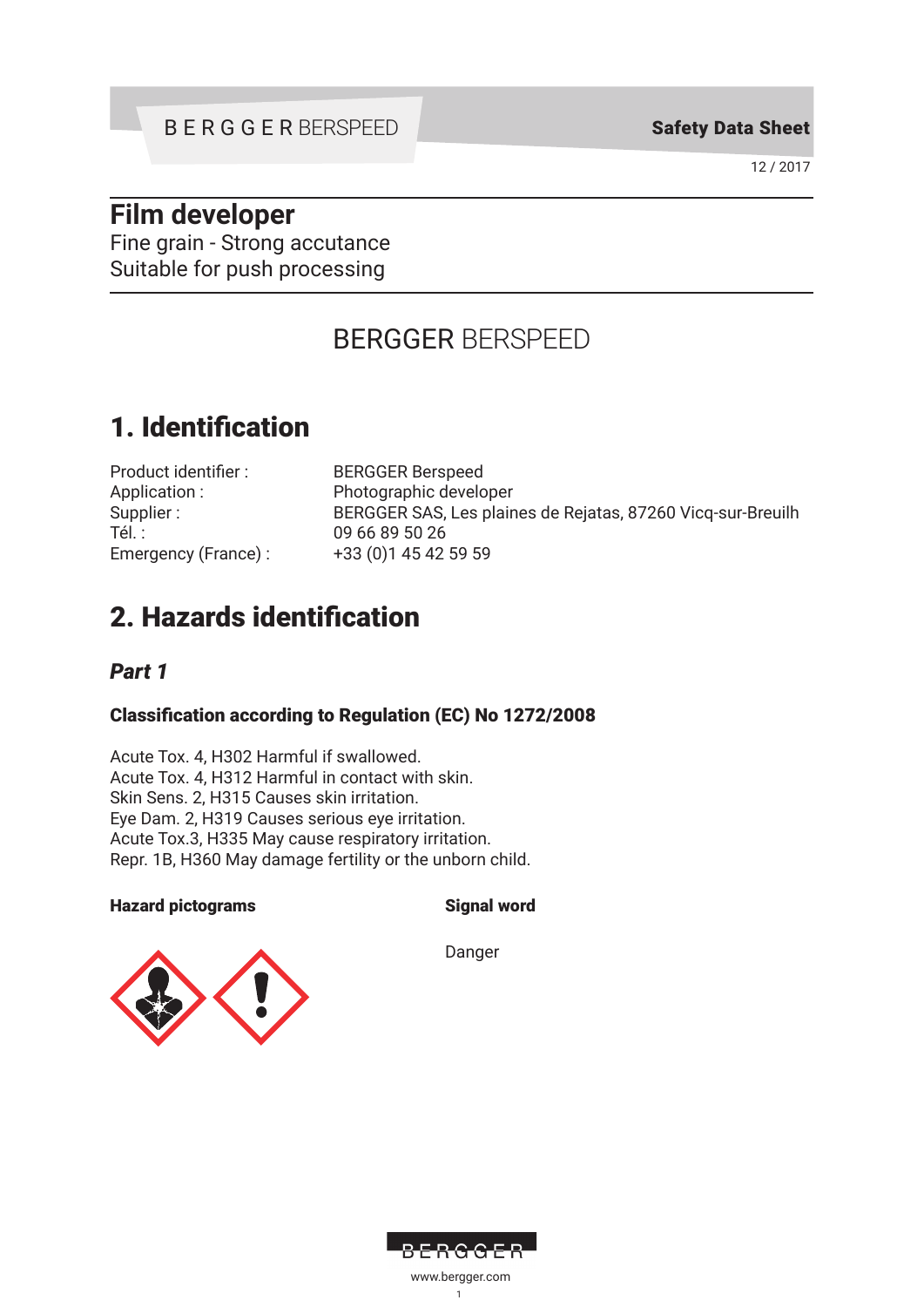# Film developer

Fine grain - Strong accutance
Suitable for push processing

BERGGER BERSPEED

## 1. Identification

| | |
|---|---|
| Product identifier : | BERGGER Berspeed |
| Application : | Photographic developer |
| Supplier : | BERGGER SAS, Les plaines de Rejatas, 87260 Vicq-sur-Breuilh |
| Tél. : | 09 66 89 50 26 |
| Emergency (France) : | +33 (0)1 45 42 59 59 |

## 2. Hazards identification

### *Part 1*

#### Classification according to Regulation (EC) No 1272/2008

Acute Tox. 4, H302 Harmful if swallowed.
Acute Tox. 4, H312 Harmful in contact with skin.
Skin Sens. 2, H315 Causes skin irritation.
Eye Dam. 2, H319 Causes serious eye irritation.
Acute Tox.3, H335 May cause respiratory irritation.
Repr. 1B, H360 May damage fertility or the unborn child.

**Hazard pictograms**

**Signal word**

Danger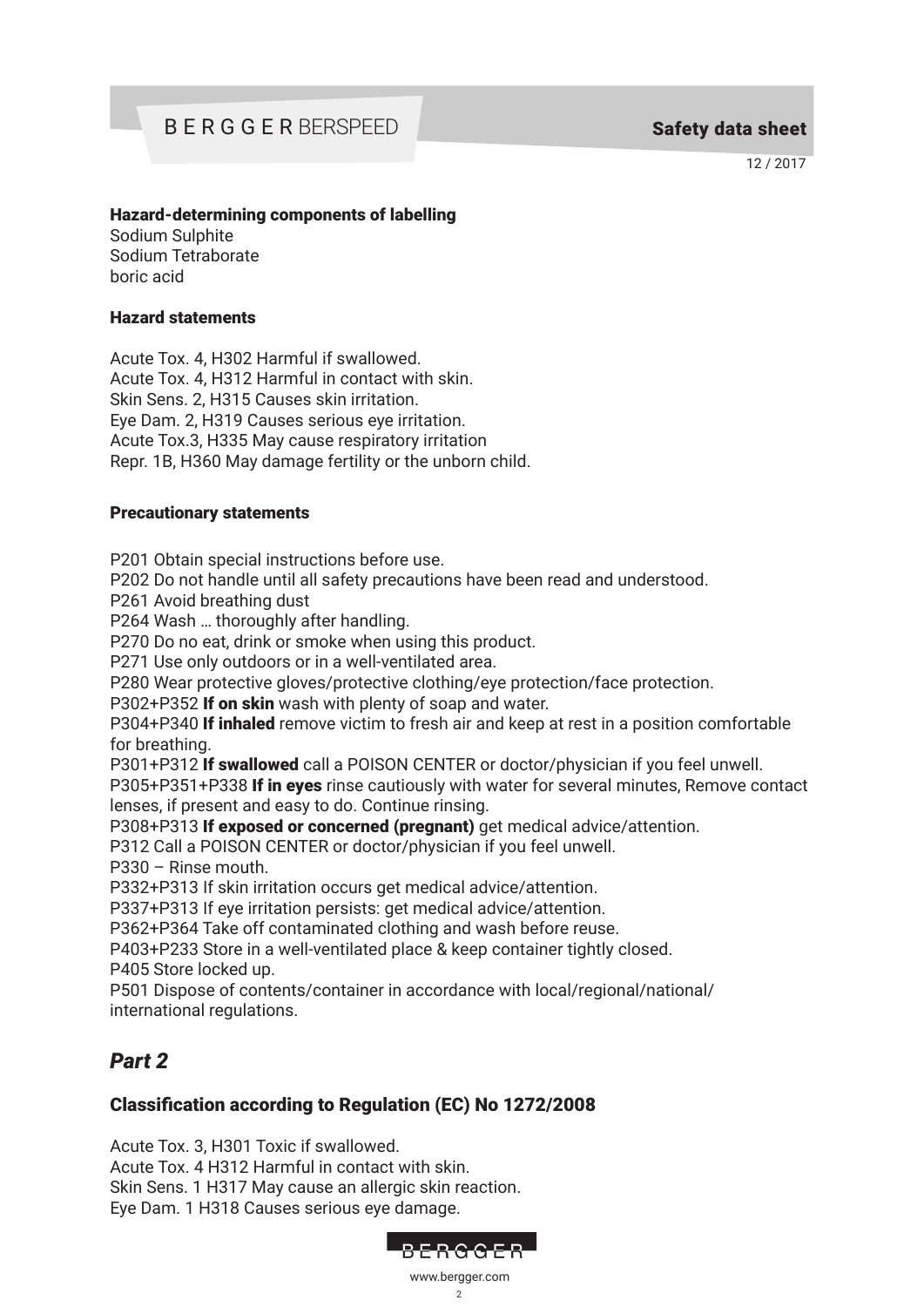### Hazard-determining components of labelling

Sodium Sulphite
Sodium Tetraborate
boric acid

### Hazard statements

Acute Tox. 4, H302 Harmful if swallowed.
Acute Tox. 4, H312 Harmful in contact with skin.
Skin Sens. 2, H315 Causes skin irritation.
Eye Dam. 2, H319 Causes serious eye irritation.
Acute Tox.3, H335 May cause respiratory irritation
Repr. 1B, H360 May damage fertility or the unborn child.

### Precautionary statements

P201 Obtain special instructions before use.
P202 Do not handle until all safety precautions have been read and understood.
P261 Avoid breathing dust
P264 Wash … thoroughly after handling.
P270 Do no eat, drink or smoke when using this product.
P271 Use only outdoors or in a well-ventilated area.
P280 Wear protective gloves/protective clothing/eye protection/face protection.
P302+P352 **If on skin** wash with plenty of soap and water.
P304+P340 **If inhaled** remove victim to fresh air and keep at rest in a position comfortable for breathing.
P301+P312 **If swallowed** call a POISON CENTER or doctor/physician if you feel unwell.
P305+P351+P338 **If in eyes** rinse cautiously with water for several minutes, Remove contact lenses, if present and easy to do. Continue rinsing.
P308+P313 **If exposed or concerned (pregnant)** get medical advice/attention.
P312 Call a POISON CENTER or doctor/physician if you feel unwell.
P330 – Rinse mouth.
P332+P313 If skin irritation occurs get medical advice/attention.
P337+P313 If eye irritation persists: get medical advice/attention.
P362+P364 Take off contaminated clothing and wash before reuse.
P403+P233 Store in a well-ventilated place & keep container tightly closed.
P405 Store locked up.
P501 Dispose of contents/container in accordance with local/regional/national/international regulations.

## *Part 2*

### Classification according to Regulation (EC) No 1272/2008

Acute Tox. 3, H301 Toxic if swallowed.
Acute Tox. 4 H312 Harmful in contact with skin.
Skin Sens. 1 H317 May cause an allergic skin reaction.
Eye Dam. 1 H318 Causes serious eye damage.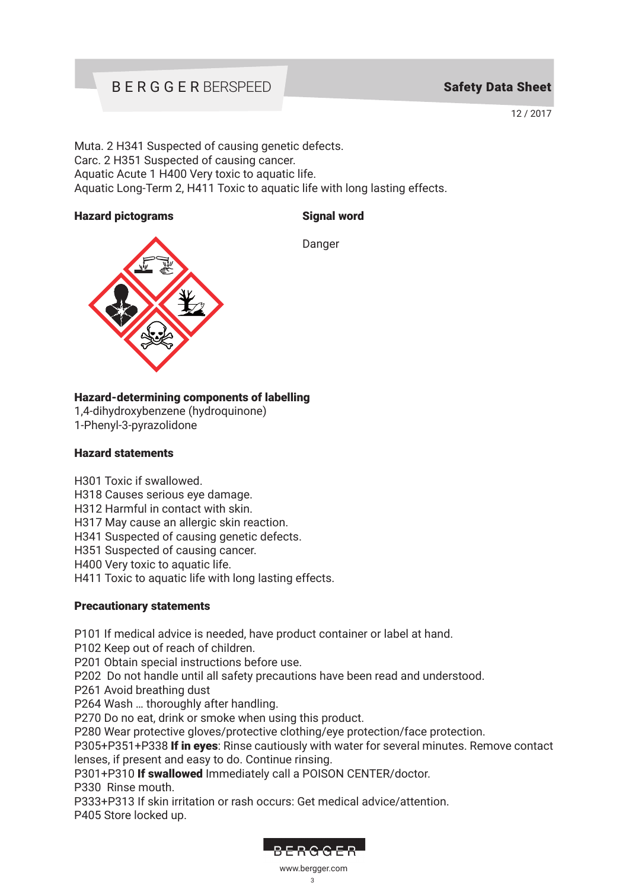Muta. 2 H341 Suspected of causing genetic defects.
Carc. 2 H351 Suspected of causing cancer.
Aquatic Acute 1 H400 Very toxic to aquatic life.
Aquatic Long-Term 2, H411 Toxic to aquatic life with long lasting effects.

**Hazard pictograms**

**Signal word**

Danger

**Hazard-determining components of labelling**
1,4-dihydroxybenzene (hydroquinone)
1-Phenyl-3-pyrazolidone

**Hazard statements**

H301 Toxic if swallowed.
H318 Causes serious eye damage.
H312 Harmful in contact with skin.
H317 May cause an allergic skin reaction.
H341 Suspected of causing genetic defects.
H351 Suspected of causing cancer.
H400 Very toxic to aquatic life.
H411 Toxic to aquatic life with long lasting effects.

**Precautionary statements**

P101 If medical advice is needed, have product container or label at hand.
P102 Keep out of reach of children.
P201 Obtain special instructions before use.
P202 Do not handle until all safety precautions have been read and understood.
P261 Avoid breathing dust
P264 Wash … thoroughly after handling.
P270 Do no eat, drink or smoke when using this product.
P280 Wear protective gloves/protective clothing/eye protection/face protection.
P305+P351+P338 **If in eyes**: Rinse cautiously with water for several minutes. Remove contact lenses, if present and easy to do. Continue rinsing.
P301+P310 **If swallowed** Immediately call a POISON CENTER/doctor.
P330 Rinse mouth.
P333+P313 If skin irritation or rash occurs: Get medical advice/attention.
P405 Store locked up.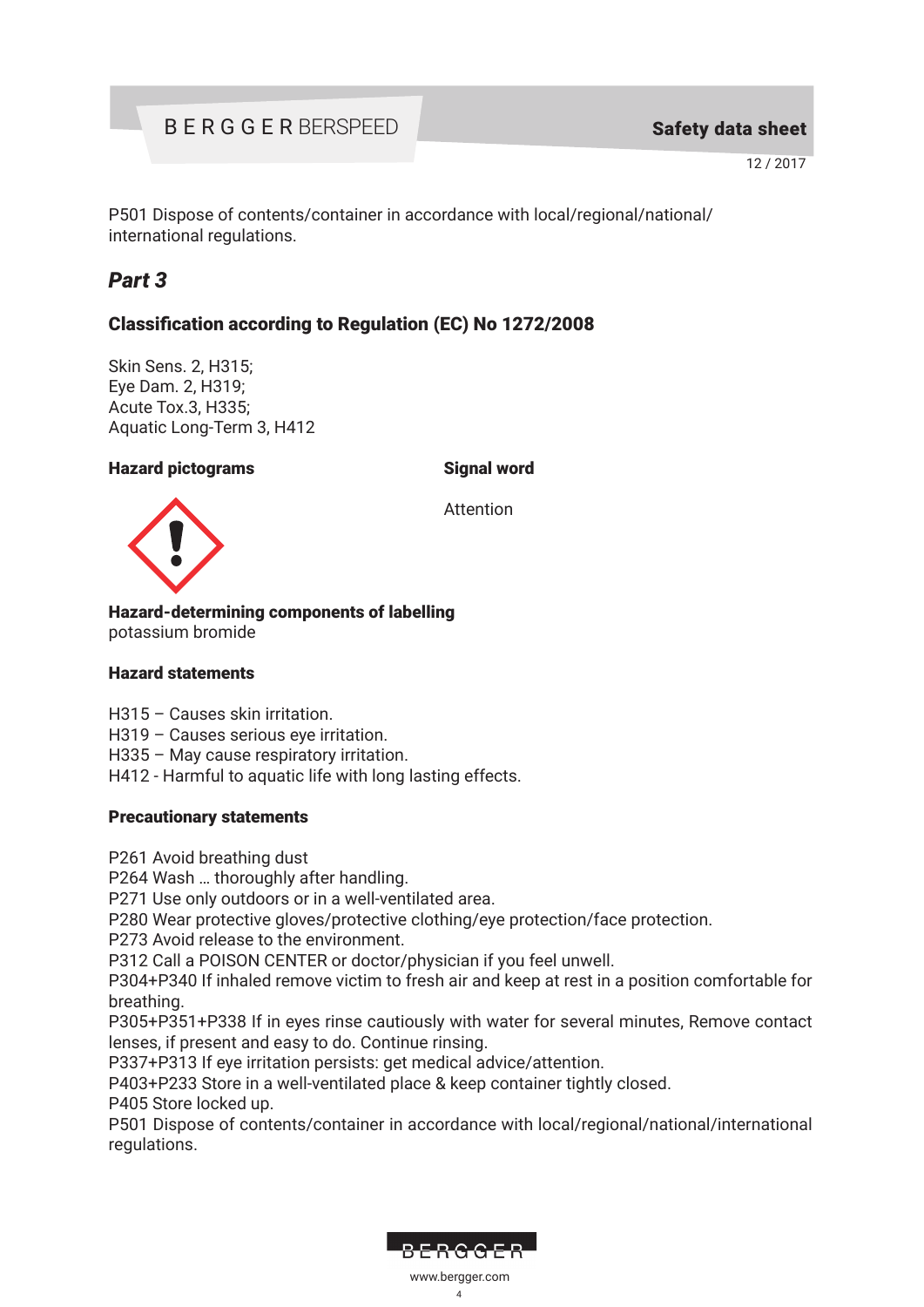P501 Dispose of contents/container in accordance with local/regional/national/international regulations.

## *Part 3*

### Classification according to Regulation (EC) No 1272/2008

Skin Sens. 2, H315;
Eye Dam. 2, H319;
Acute Tox.3, H335;
Aquatic Long-Term 3, H412

**Hazard pictograms**

**Signal word**

Attention

**Hazard-determining components of labelling**
potassium bromide

**Hazard statements**

H315 – Causes skin irritation.
H319 – Causes serious eye irritation.
H335 – May cause respiratory irritation.
H412 - Harmful to aquatic life with long lasting effects.

**Precautionary statements**

P261 Avoid breathing dust
P264 Wash … thoroughly after handling.
P271 Use only outdoors or in a well-ventilated area.
P280 Wear protective gloves/protective clothing/eye protection/face protection.
P273 Avoid release to the environment.
P312 Call a POISON CENTER or doctor/physician if you feel unwell.
P304+P340 If inhaled remove victim to fresh air and keep at rest in a position comfortable for breathing.
P305+P351+P338 If in eyes rinse cautiously with water for several minutes, Remove contact lenses, if present and easy to do. Continue rinsing.
P337+P313 If eye irritation persists: get medical advice/attention.
P403+P233 Store in a well-ventilated place & keep container tightly closed.
P405 Store locked up.
P501 Dispose of contents/container in accordance with local/regional/national/international regulations.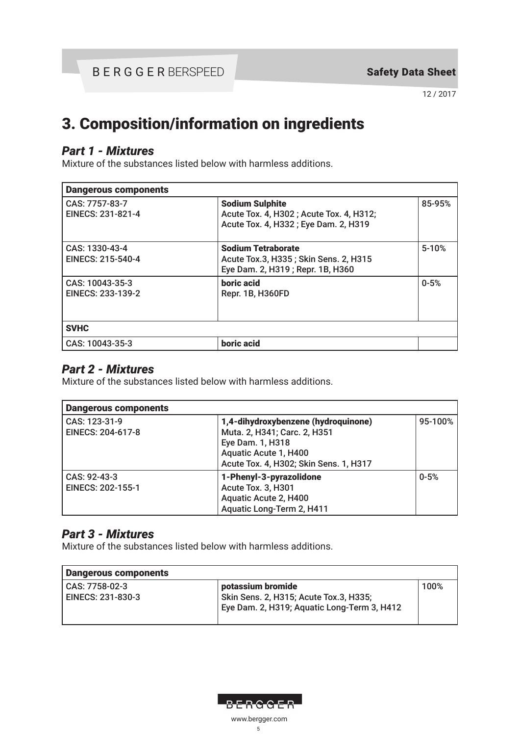# 3. Composition/information on ingredients

## *Part 1 - Mixtures*

Mixture of the substances listed below with harmless additions.

| Dangerous components | | |
|---|---|---|
| CAS: 7757-83-7<br>EINECS: 231-821-4 | **Sodium Sulphite**<br>Acute Tox. 4, H302 ; Acute Tox. 4, H312;<br>Acute Tox. 4, H332 ; Eye Dam. 2, H319 | 85-95% |
| CAS: 1330-43-4<br>EINECS: 215-540-4 | **Sodium Tetraborate**<br>Acute Tox.3, H335 ; Skin Sens. 2, H315<br>Eye Dam. 2, H319 ; Repr. 1B, H360 | 5-10% |
| CAS: 10043-35-3<br>EINECS: 233-139-2 | **boric acid**<br>Repr. 1B, H360FD | 0-5% |
| **SVHC** | | |
| CAS: 10043-35-3 | **boric acid** | |

## *Part 2 - Mixtures*

Mixture of the substances listed below with harmless additions.

| Dangerous components | | |
|---|---|---|
| CAS: 123-31-9<br>EINECS: 204-617-8 | **1,4-dihydroxybenzene (hydroquinone)**<br>Muta. 2, H341; Carc. 2, H351<br>Eye Dam. 1, H318<br>Aquatic Acute 1, H400<br>Acute Tox. 4, H302; Skin Sens. 1, H317 | 95-100% |
| CAS: 92-43-3<br>EINECS: 202-155-1 | **1-Phenyl-3-pyrazolidone**<br>Acute Tox. 3, H301<br>Aquatic Acute 2, H400<br>Aquatic Long-Term 2, H411 | 0-5% |

## *Part 3 - Mixtures*

Mixture of the substances listed below with harmless additions.

| Dangerous components | | |
|---|---|---|
| CAS: 7758-02-3<br>EINECS: 231-830-3 | **potassium bromide**<br>Skin Sens. 2, H315; Acute Tox.3, H335;<br>Eye Dam. 2, H319; Aquatic Long-Term 3, H412 | 100% |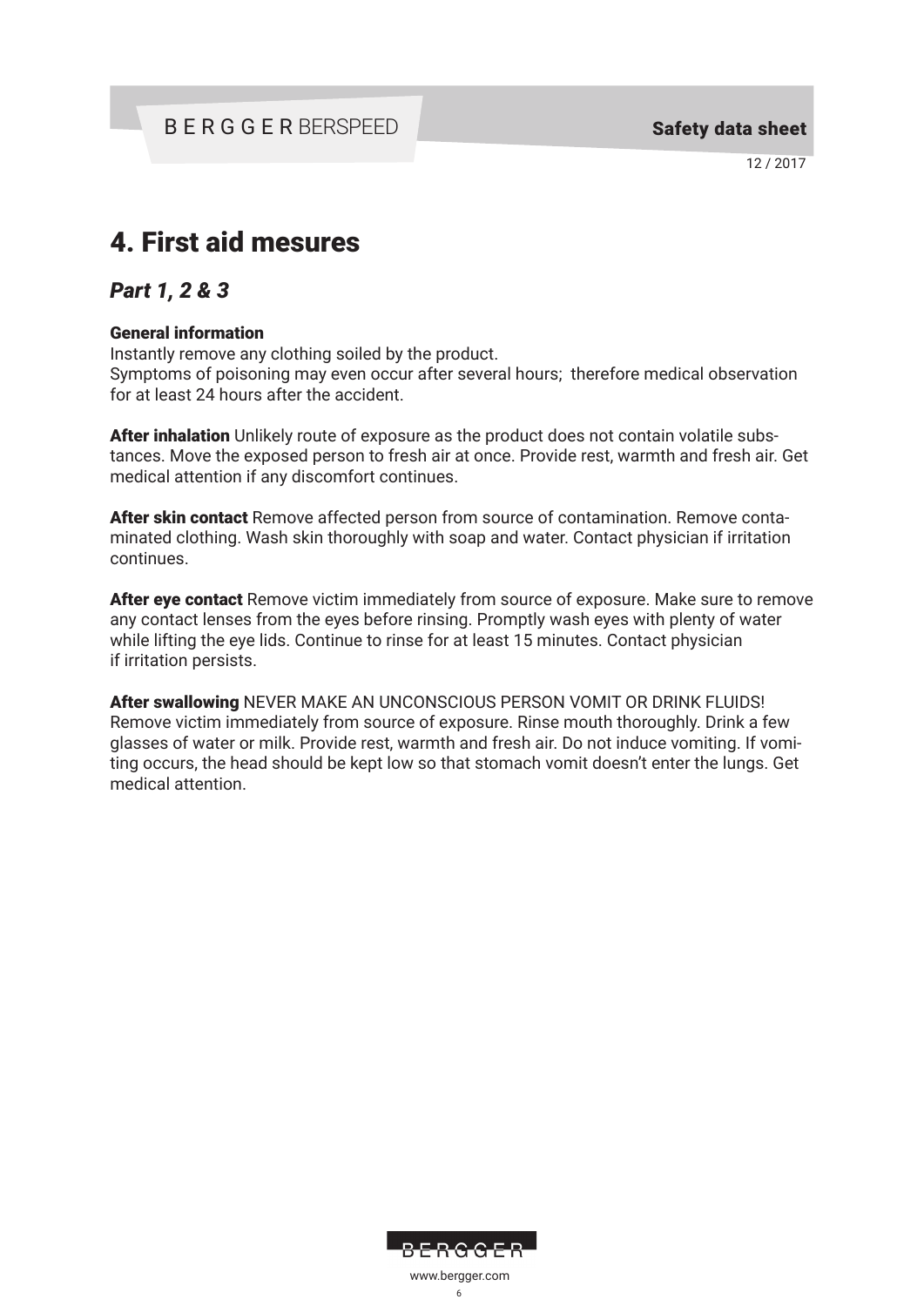# 4. First aid mesures

## *Part 1, 2 & 3*

**General information**
Instantly remove any clothing soiled by the product.
Symptoms of poisoning may even occur after several hours; therefore medical observation for at least 24 hours after the accident.

**After inhalation** Unlikely route of exposure as the product does not contain volatile substances. Move the exposed person to fresh air at once. Provide rest, warmth and fresh air. Get medical attention if any discomfort continues.

**After skin contact** Remove affected person from source of contamination. Remove contaminated clothing. Wash skin thoroughly with soap and water. Contact physician if irritation continues.

**After eye contact** Remove victim immediately from source of exposure. Make sure to remove any contact lenses from the eyes before rinsing. Promptly wash eyes with plenty of water while lifting the eye lids. Continue to rinse for at least 15 minutes. Contact physician if irritation persists.

**After swallowing** NEVER MAKE AN UNCONSCIOUS PERSON VOMIT OR DRINK FLUIDS! Remove victim immediately from source of exposure. Rinse mouth thoroughly. Drink a few glasses of water or milk. Provide rest, warmth and fresh air. Do not induce vomiting. If vomiting occurs, the head should be kept low so that stomach vomit doesn't enter the lungs. Get medical attention.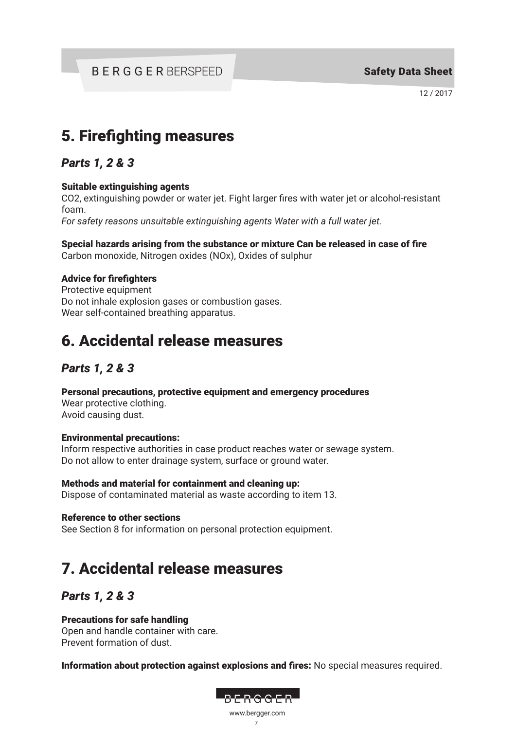# 5. Firefighting measures

## *Parts 1, 2 & 3*

**Suitable extinguishing agents**
$CO_2$, extinguishing powder or water jet. Fight larger fires with water jet or alcohol-resistant foam.
*For safety reasons unsuitable extinguishing agents Water with a full water jet.*

**Special hazards arising from the substance or mixture Can be released in case of fire**
Carbon monoxide, Nitrogen oxides (NOx), Oxides of sulphur

**Advice for firefighters**
Protective equipment
Do not inhale explosion gases or combustion gases.
Wear self-contained breathing apparatus.

# 6. Accidental release measures

## *Parts 1, 2 & 3*

**Personal precautions, protective equipment and emergency procedures**
Wear protective clothing.
Avoid causing dust.

**Environmental precautions:**
Inform respective authorities in case product reaches water or sewage system.
Do not allow to enter drainage system, surface or ground water.

**Methods and material for containment and cleaning up:**
Dispose of contaminated material as waste according to item 13.

**Reference to other sections**
See Section 8 for information on personal protection equipment.

# 7. Accidental release measures

## *Parts 1, 2 & 3*

**Precautions for safe handling**
Open and handle container with care.
Prevent formation of dust.

**Information about protection against explosions and fires:** No special measures required.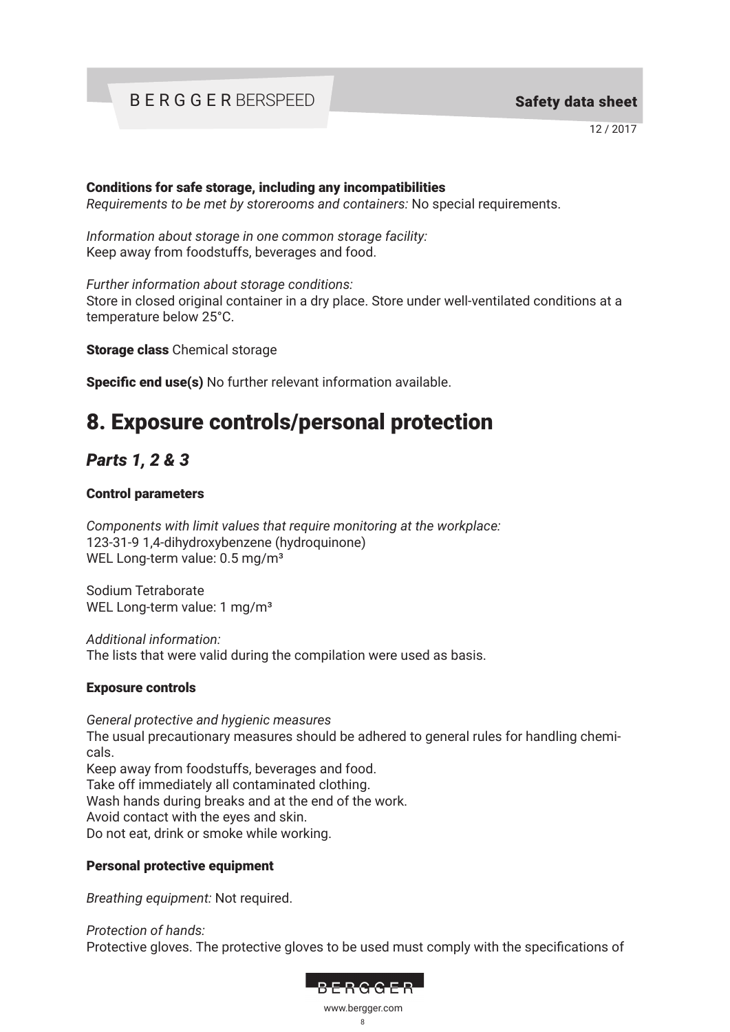**Conditions for safe storage, including any incompatibilities**
*Requirements to be met by storerooms and containers:* No special requirements.

*Information about storage in one common storage facility:*
Keep away from foodstuffs, beverages and food.

*Further information about storage conditions:*
Store in closed original container in a dry place. Store under well-ventilated conditions at a temperature below 25°C.

**Storage class** Chemical storage

**Specific end use(s)** No further relevant information available.

# 8. Exposure controls/personal protection

## *Parts 1, 2 & 3*

**Control parameters**

*Components with limit values that require monitoring at the workplace:*
123-31-9 1,4-dihydroxybenzene (hydroquinone)
WEL Long-term value: 0.5 mg/m³

Sodium Tetraborate
WEL Long-term value: 1 mg/m³

*Additional information:*
The lists that were valid during the compilation were used as basis.

**Exposure controls**

*General protective and hygienic measures*
The usual precautionary measures should be adhered to general rules for handling chemicals.
Keep away from foodstuffs, beverages and food.
Take off immediately all contaminated clothing.
Wash hands during breaks and at the end of the work.
Avoid contact with the eyes and skin.
Do not eat, drink or smoke while working.

**Personal protective equipment**

*Breathing equipment:* Not required.

*Protection of hands:*
Protective gloves. The protective gloves to be used must comply with the specifications of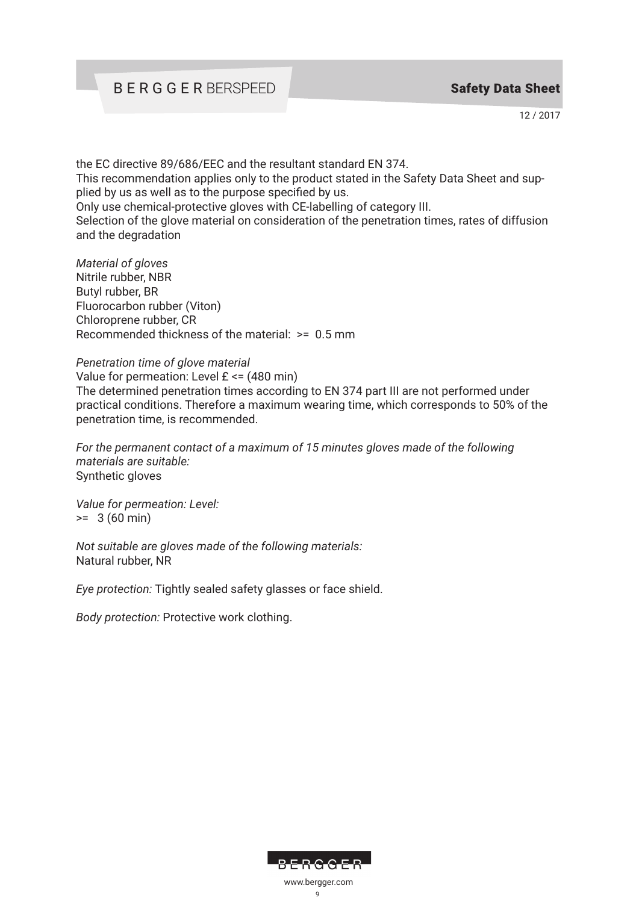the EC directive 89/686/EEC and the resultant standard EN 374.
This recommendation applies only to the product stated in the Safety Data Sheet and supplied by us as well as to the purpose specified by us.
Only use chemical-protective gloves with CE-labelling of category III.
Selection of the glove material on consideration of the penetration times, rates of diffusion and the degradation

*Material of gloves*
Nitrile rubber, NBR
Butyl rubber, BR
Fluorocarbon rubber (Viton)
Chloroprene rubber, CR
Recommended thickness of the material: >= 0.5 mm

*Penetration time of glove material*
Value for permeation: Level £ <= (480 min)
The determined penetration times according to EN 374 part III are not performed under practical conditions. Therefore a maximum wearing time, which corresponds to 50% of the penetration time, is recommended.

*For the permanent contact of a maximum of 15 minutes gloves made of the following materials are suitable:*
Synthetic gloves

*Value for permeation: Level:*
>= 3 (60 min)

*Not suitable are gloves made of the following materials:*
Natural rubber, NR

*Eye protection:* Tightly sealed safety glasses or face shield.

*Body protection:* Protective work clothing.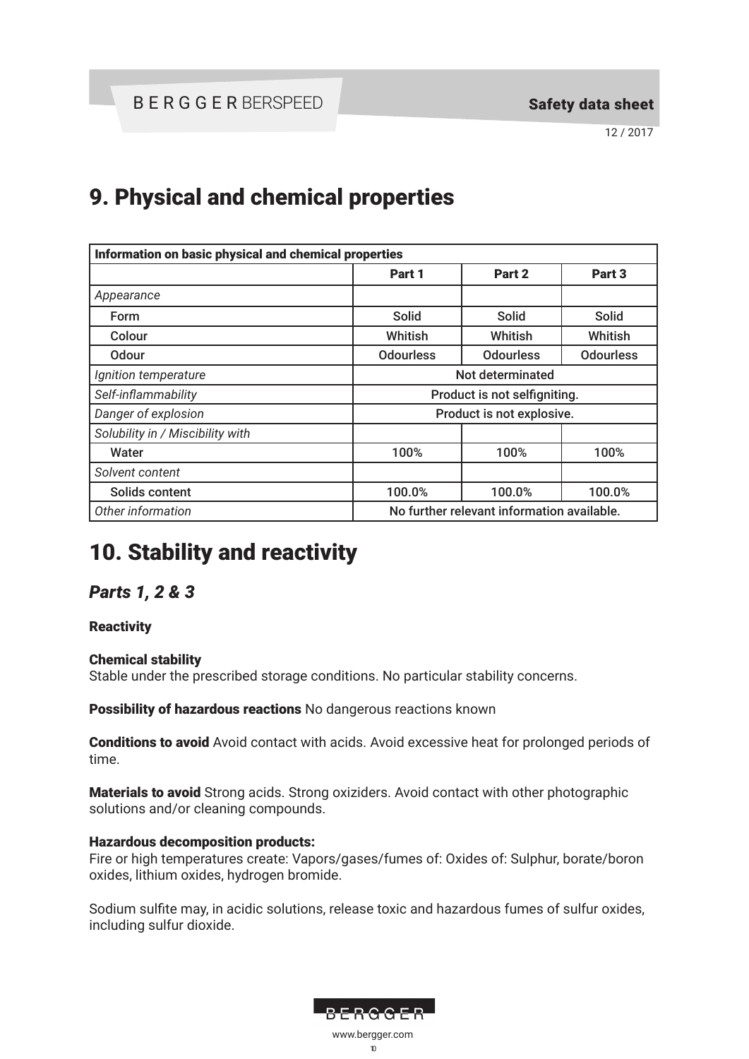# 9. Physical and chemical properties

| Information on basic physical and chemical properties | | | |
|---|---|---|---|
| | Part 1 | Part 2 | Part 3 |
| *Appearance* | | | |
| Form | Solid | Solid | Solid |
| Colour | Whitish | Whitish | Whitish |
| Odour | Odourless | Odourless | Odourless |
| *Ignition temperature* | Not determinated | | |
| *Self-inflammability* | Product is not selfigniting. | | |
| *Danger of explosion* | Product is not explosive. | | |
| *Solubility in / Miscibility with* | | | |
| Water | 100% | 100% | 100% |
| *Solvent content* | | | |
| Solids content | 100.0% | 100.0% | 100.0% |
| *Other information* | No further relevant information available. | | |

# 10. Stability and reactivity

## *Parts 1, 2 & 3*

**Reactivity**

**Chemical stability**
Stable under the prescribed storage conditions. No particular stability concerns.

**Possibility of hazardous reactions** No dangerous reactions known

**Conditions to avoid** Avoid contact with acids. Avoid excessive heat for prolonged periods of time.

**Materials to avoid** Strong acids. Strong oxiziders. Avoid contact with other photographic solutions and/or cleaning compounds.

**Hazardous decomposition products:**
Fire or high temperatures create: Vapors/gases/fumes of: Oxides of: Sulphur, borate/boron oxides, lithium oxides, hydrogen bromide.

Sodium sulfite may, in acidic solutions, release toxic and hazardous fumes of sulfur oxides, including sulfur dioxide.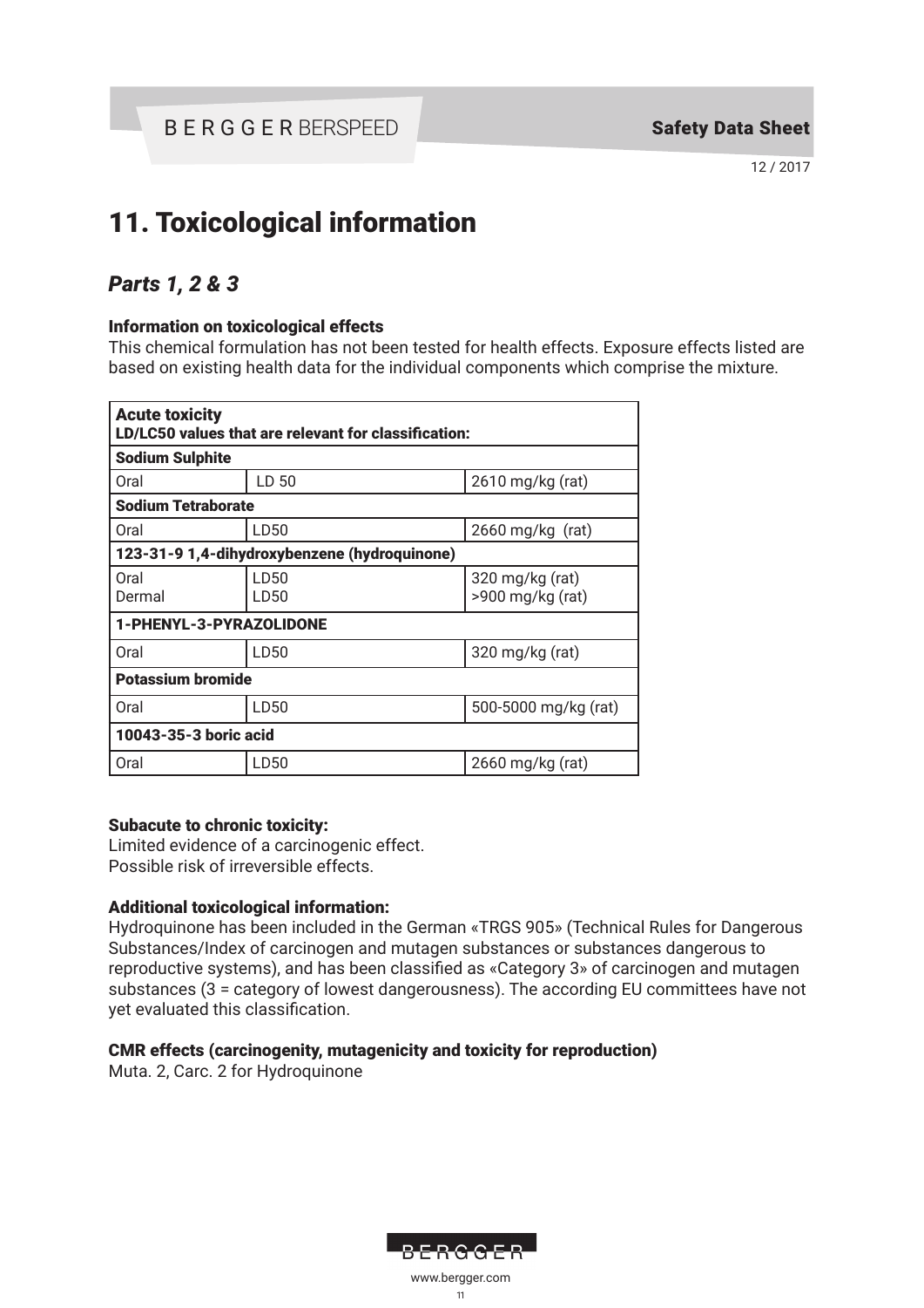# 11. Toxicological information

## *Parts 1, 2 & 3*

### Information on toxicological effects

This chemical formulation has not been tested for health effects. Exposure effects listed are based on existing health data for the individual components which comprise the mixture.

| **Acute toxicity**<br>**LD/LC50 values that are relevant for classification:** | | |
|---|---|---|
| **Sodium Sulphite** | | |
| Oral | LD 50 | 2610 mg/kg (rat) |
| **Sodium Tetraborate** | | |
| Oral | LD50 | 2660 mg/kg (rat) |
| **123-31-9 1,4-dihydroxybenzene (hydroquinone)** | | |
| Oral<br>Dermal | LD50<br>LD50 | 320 mg/kg (rat)<br>>900 mg/kg (rat) |
| **1-PHENYL-3-PYRAZOLIDONE** | | |
| Oral | LD50 | 320 mg/kg (rat) |
| **Potassium bromide** | | |
| Oral | LD50 | 500-5000 mg/kg (rat) |
| **10043-35-3 boric acid** | | |
| Oral | LD50 | 2660 mg/kg (rat) |

### Subacute to chronic toxicity:

Limited evidence of a carcinogenic effect.
Possible risk of irreversible effects.

### Additional toxicological information:

Hydroquinone has been included in the German «TRGS 905» (Technical Rules for Dangerous Substances/Index of carcinogen and mutagen substances or substances dangerous to reproductive systems), and has been classified as «Category 3» of carcinogen and mutagen substances (3 = category of lowest dangerousness). The according EU committees have not yet evaluated this classification.

### CMR effects (carcinogenity, mutagenicity and toxicity for reproduction)

Muta. 2, Carc. 2 for Hydroquinone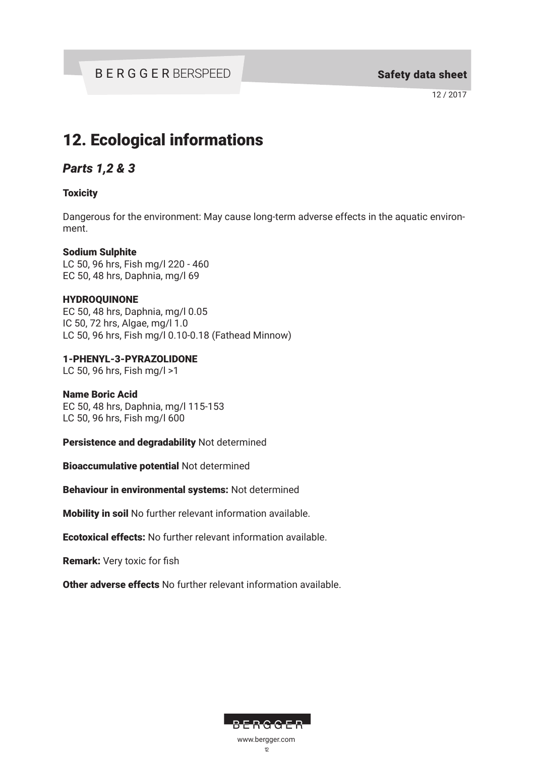# 12. Ecological informations

## *Parts 1,2 & 3*

**Toxicity**

Dangerous for the environment: May cause long-term adverse effects in the aquatic environment.

**Sodium Sulphite**
LC 50, 96 hrs, Fish mg/l 220 - 460
EC 50, 48 hrs, Daphnia, mg/l 69

**HYDROQUINONE**
EC 50, 48 hrs, Daphnia, mg/l 0.05
IC 50, 72 hrs, Algae, mg/l 1.0
LC 50, 96 hrs, Fish mg/l 0.10-0.18 (Fathead Minnow)

**1-PHENYL-3-PYRAZOLIDONE**
LC 50, 96 hrs, Fish mg/l >1

**Name Boric Acid**
EC 50, 48 hrs, Daphnia, mg/l 115-153
LC 50, 96 hrs, Fish mg/l 600

**Persistence and degradability** Not determined

**Bioaccumulative potential** Not determined

**Behaviour in environmental systems:** Not determined

**Mobility in soil** No further relevant information available.

**Ecotoxical effects:** No further relevant information available.

**Remark:** Very toxic for fish

**Other adverse effects** No further relevant information available.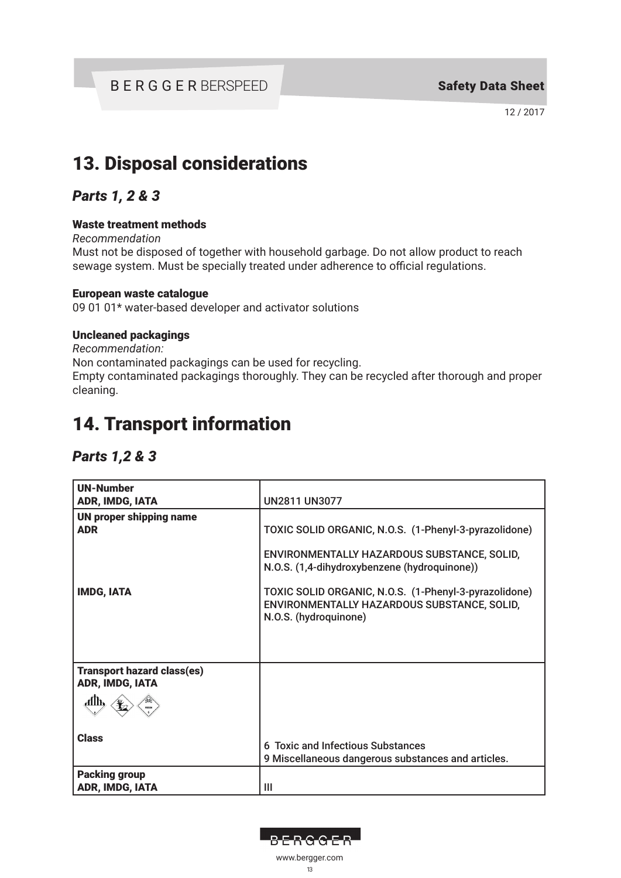# 13. Disposal considerations

## *Parts 1, 2 & 3*

### Waste treatment methods

*Recommendation*

Must not be disposed of together with household garbage. Do not allow product to reach sewage system. Must be specially treated under adherence to official regulations.

### European waste catalogue

09 01 01* water-based developer and activator solutions

### Uncleaned packagings

*Recommendation:*

Non contaminated packagings can be used for recycling.

Empty contaminated packagings thoroughly. They can be recycled after thorough and proper cleaning.

# 14. Transport information

## *Parts 1,2 & 3*

| **UN-Number**<br>**ADR, IMDG, IATA** | UN2811 UN3077 |
|---|---|
| **UN proper shipping name**<br>**ADR** | TOXIC SOLID ORGANIC, N.O.S. (1-Phenyl-3-pyrazolidone)<br><br>ENVIRONMENTALLY HAZARDOUS SUBSTANCE, SOLID, N.O.S. (1,4-dihydroxybenzene (hydroquinone)) |
| **IMDG, IATA** | TOXIC SOLID ORGANIC, N.O.S. (1-Phenyl-3-pyrazolidone)<br>ENVIRONMENTALLY HAZARDOUS SUBSTANCE, SOLID, N.O.S. (hydroquinone) |
| **Transport hazard class(es)**<br>**ADR, IMDG, IATA** | |
| **Class** | 6 Toxic and Infectious Substances<br>9 Miscellaneous dangerous substances and articles. |
| **Packing group**<br>**ADR, IMDG, IATA** | III |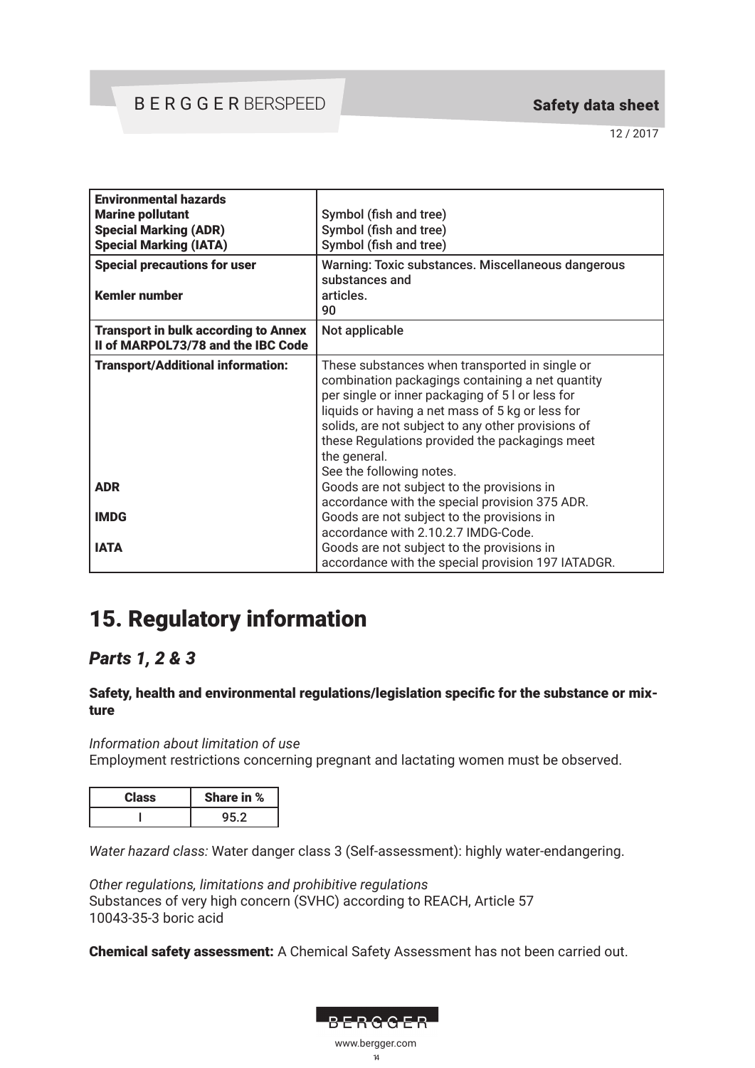| | |
|---|---|
| **Environmental hazards**<br>**Marine pollutant**<br>**Special Marking (ADR)**<br>**Special Marking (IATA)** | <br>Symbol (fish and tree)<br>Symbol (fish and tree)<br>Symbol (fish and tree) |
| **Special precautions for user**<br><br>**Kemler number** | Warning: Toxic substances. Miscellaneous dangerous substances and<br>articles.<br>90 |
| **Transport in bulk according to Annex II of MARPOL73/78 and the IBC Code** | Not applicable |
| **Transport/Additional information:**<br><br><br><br><br><br><br><br>**ADR**<br><br>**IMDG**<br><br>**IATA** | These substances when transported in single or combination packagings containing a net quantity per single or inner packaging of 5 l or less for liquids or having a net mass of 5 kg or less for solids, are not subject to any other provisions of these Regulations provided the packagings meet the general.<br>See the following notes.<br>Goods are not subject to the provisions in accordance with the special provision 375 ADR.<br>Goods are not subject to the provisions in accordance with 2.10.2.7 IMDG-Code.<br>Goods are not subject to the provisions in accordance with the special provision 197 IATADGR. |

# 15. Regulatory information

## *Parts 1, 2 & 3*

### Safety, health and environmental regulations/legislation specific for the substance or mixture

*Information about limitation of use*
Employment restrictions concerning pregnant and lactating women must be observed.

| Class | Share in % |
|---|---|
| I | 95.2 |

*Water hazard class:* Water danger class 3 (Self-assessment): highly water-endangering.

*Other regulations, limitations and prohibitive regulations*
Substances of very high concern (SVHC) according to REACH, Article 57
10043-35-3 boric acid

**Chemical safety assessment:** A Chemical Safety Assessment has not been carried out.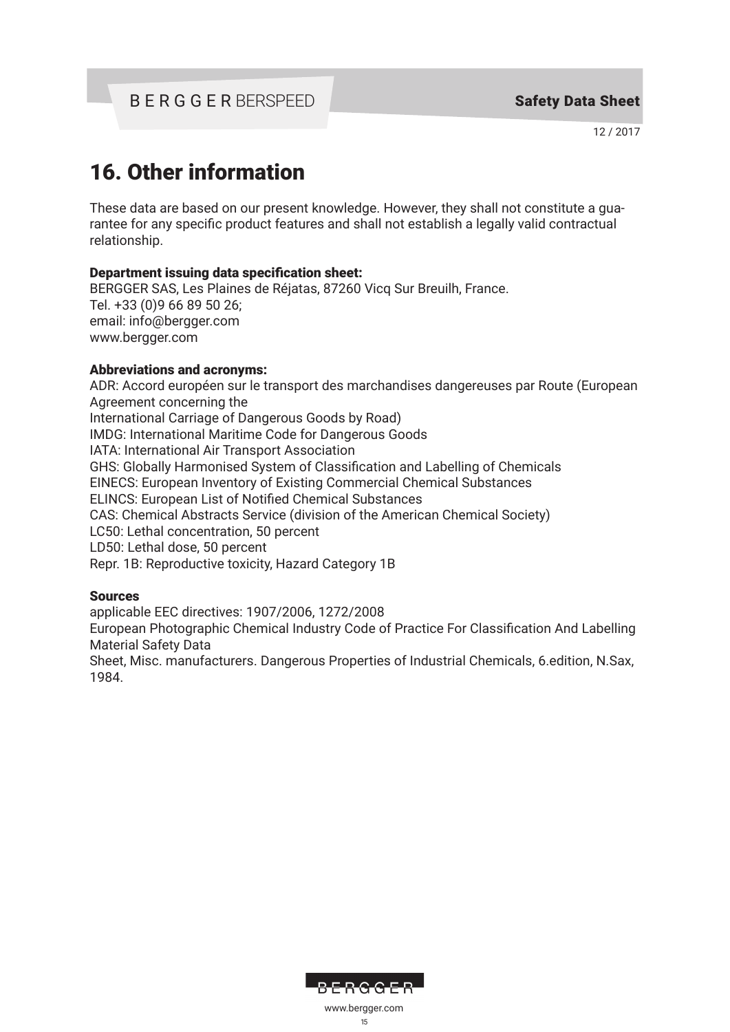# 16. Other information

These data are based on our present knowledge. However, they shall not constitute a guarantee for any specific product features and shall not establish a legally valid contractual relationship.

**Department issuing data specification sheet:**
BERGGER SAS, Les Plaines de Réjatas, 87260 Vicq Sur Breuilh, France.
Tel. +33 (0)9 66 89 50 26;
email: info@bergger.com
www.bergger.com

**Abbreviations and acronyms:**
ADR: Accord européen sur le transport des marchandises dangereuses par Route (European Agreement concerning the
International Carriage of Dangerous Goods by Road)
IMDG: International Maritime Code for Dangerous Goods
IATA: International Air Transport Association
GHS: Globally Harmonised System of Classification and Labelling of Chemicals
EINECS: European Inventory of Existing Commercial Chemical Substances
ELINCS: European List of Notified Chemical Substances
CAS: Chemical Abstracts Service (division of the American Chemical Society)
LC50: Lethal concentration, 50 percent
LD50: Lethal dose, 50 percent
Repr. 1B: Reproductive toxicity, Hazard Category 1B

**Sources**
applicable EEC directives: 1907/2006, 1272/2008
European Photographic Chemical Industry Code of Practice For Classification And Labelling Material Safety Data
Sheet, Misc. manufacturers. Dangerous Properties of Industrial Chemicals, 6.edition, N.Sax, 1984.